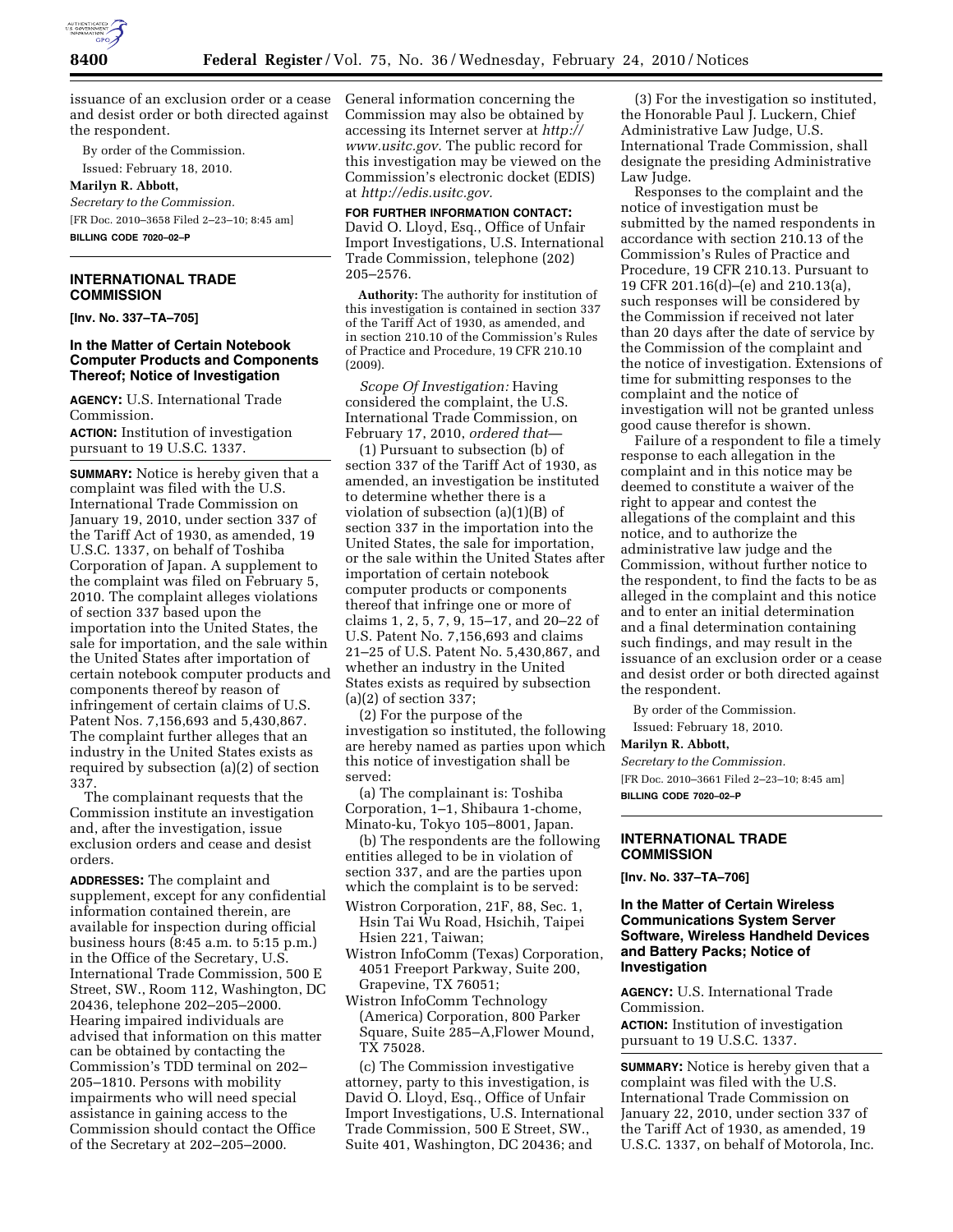issuance of an exclusion order or a cease and desist order or both directed against the respondent.

By order of the Commission.

Issued: February 18, 2010.

**Marilyn R. Abbott,**

*Secretary to the Commission.*

[FR Doc. 2010–3658 Filed 2–23–10; 8:45 am]

**BILLING CODE 7020–02–P**

## INTERNATIONAL TRADE COMMISSION

**[Inv. No. 337–TA–705]**

### In the Matter of Certain Notebook Computer Products and Components Thereof; Notice of Investigation

**AGENCY:** U.S. International Trade Commission.

**ACTION:** Institution of investigation pursuant to 19 U.S.C. 1337.

**SUMMARY:** Notice is hereby given that a complaint was filed with the U.S. International Trade Commission on January 19, 2010, under section 337 of the Tariff Act of 1930, as amended, 19 U.S.C. 1337, on behalf of Toshiba Corporation of Japan. A supplement to the complaint was filed on February 5, 2010. The complaint alleges violations of section 337 based upon the importation into the United States, the sale for importation, and the sale within the United States after importation of certain notebook computer products and components thereof by reason of infringement of certain claims of U.S. Patent Nos. 7,156,693 and 5,430,867. The complaint further alleges that an industry in the United States exists as required by subsection (a)(2) of section 337.

The complainant requests that the Commission institute an investigation and, after the investigation, issue exclusion orders and cease and desist orders.

**ADDRESSES:** The complaint and supplement, except for any confidential information contained therein, are available for inspection during official business hours (8:45 a.m. to 5:15 p.m.) in the Office of the Secretary, U.S. International Trade Commission, 500 E Street, SW., Room 112, Washington, DC 20436, telephone 202–205–2000. Hearing impaired individuals are advised that information on this matter can be obtained by contacting the Commission's TDD terminal on 202–205–1810. Persons with mobility impairments who will need special assistance in gaining access to the Commission should contact the Office of the Secretary at 202–205–2000. General information concerning the Commission may also be obtained by accessing its Internet server at *http://www.usitc.gov.* The public record for this investigation may be viewed on the Commission's electronic docket (EDIS) at *http://edis.usitc.gov.*

**FOR FURTHER INFORMATION CONTACT:** David O. Lloyd, Esq., Office of Unfair Import Investigations, U.S. International Trade Commission, telephone (202) 205–2576.

**Authority:** The authority for institution of this investigation is contained in section 337 of the Tariff Act of 1930, as amended, and in section 210.10 of the Commission's Rules of Practice and Procedure, 19 CFR 210.10 (2009).

*Scope Of Investigation:* Having considered the complaint, the U.S. International Trade Commission, on February 17, 2010, *ordered that*—

(1) Pursuant to subsection (b) of section 337 of the Tariff Act of 1930, as amended, an investigation be instituted to determine whether there is a violation of subsection (a)(1)(B) of section 337 in the importation into the United States, the sale for importation, or the sale within the United States after importation of certain notebook computer products or components thereof that infringe one or more of claims 1, 2, 5, 7, 9, 15–17, and 20–22 of U.S. Patent No. 7,156,693 and claims 21–25 of U.S. Patent No. 5,430,867, and whether an industry in the United States exists as required by subsection (a)(2) of section 337;

(2) For the purpose of the investigation so instituted, the following are hereby named as parties upon which this notice of investigation shall be served:

(a) The complainant is: Toshiba Corporation, 1–1, Shibaura 1-chome, Minato-ku, Tokyo 105–8001, Japan.

(b) The respondents are the following entities alleged to be in violation of section 337, and are the parties upon which the complaint is to be served:

Wistron Corporation, 21F, 88, Sec. 1, Hsin Tai Wu Road, Hsichih, Taipei Hsien 221, Taiwan;

Wistron InfoComm (Texas) Corporation, 4051 Freeport Parkway, Suite 200, Grapevine, TX 76051;

Wistron InfoComm Technology (America) Corporation, 800 Parker Square, Suite 285–A,Flower Mound, TX 75028.

(c) The Commission investigative attorney, party to this investigation, is David O. Lloyd, Esq., Office of Unfair Import Investigations, U.S. International Trade Commission, 500 E Street, SW., Suite 401, Washington, DC 20436; and

(3) For the investigation so instituted, the Honorable Paul J. Luckern, Chief Administrative Law Judge, U.S. International Trade Commission, shall designate the presiding Administrative Law Judge.

Responses to the complaint and the notice of investigation must be submitted by the named respondents in accordance with section 210.13 of the Commission's Rules of Practice and Procedure, 19 CFR 210.13. Pursuant to 19 CFR 201.16(d)–(e) and 210.13(a), such responses will be considered by the Commission if received not later than 20 days after the date of service by the Commission of the complaint and the notice of investigation. Extensions of time for submitting responses to the complaint and the notice of investigation will not be granted unless good cause therefor is shown.

Failure of a respondent to file a timely response to each allegation in the complaint and in this notice may be deemed to constitute a waiver of the right to appear and contest the allegations of the complaint and this notice, and to authorize the administrative law judge and the Commission, without further notice to the respondent, to find the facts to be as alleged in the complaint and this notice and to enter an initial determination and a final determination containing such findings, and may result in the issuance of an exclusion order or a cease and desist order or both directed against the respondent.

By order of the Commission.

Issued: February 18, 2010.

**Marilyn R. Abbott,**

*Secretary to the Commission.*

[FR Doc. 2010–3661 Filed 2–23–10; 8:45 am]

**BILLING CODE 7020–02–P**

## INTERNATIONAL TRADE COMMISSION

**[Inv. No. 337–TA–706]**

### In the Matter of Certain Wireless Communications System Server Software, Wireless Handheld Devices and Battery Packs; Notice of Investigation

**AGENCY:** U.S. International Trade Commission.

**ACTION:** Institution of investigation pursuant to 19 U.S.C. 1337.

**SUMMARY:** Notice is hereby given that a complaint was filed with the U.S. International Trade Commission on January 22, 2010, under section 337 of the Tariff Act of 1930, as amended, 19 U.S.C. 1337, on behalf of Motorola, Inc.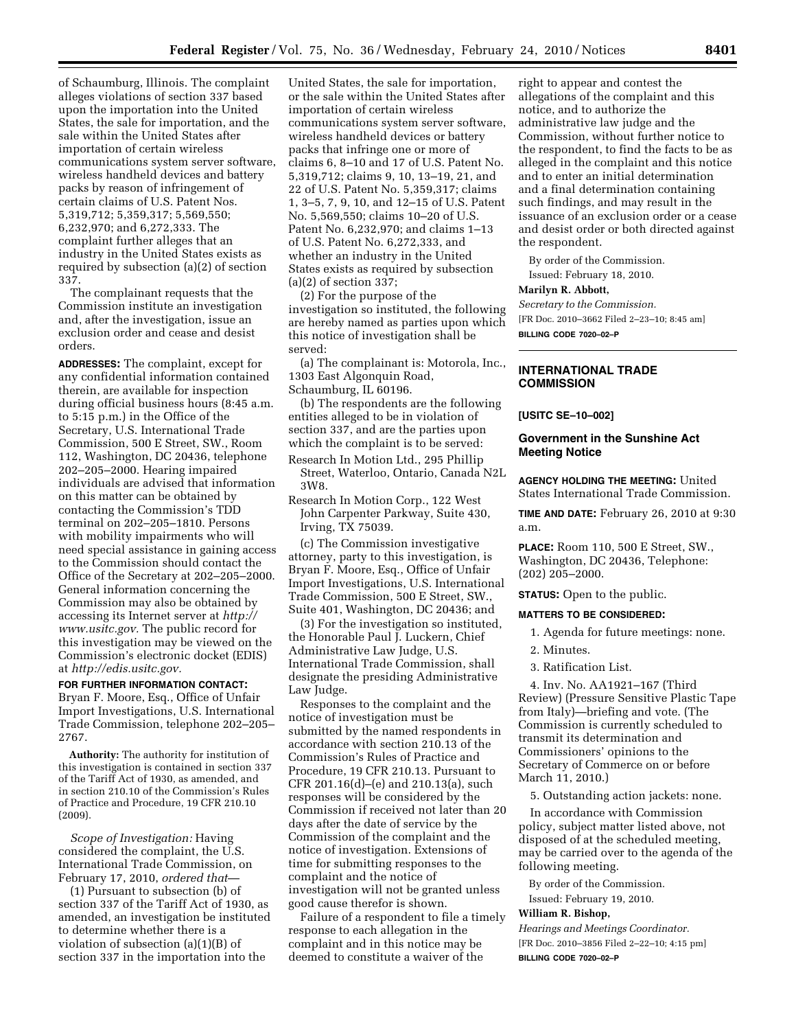of Schaumburg, Illinois. The complaint alleges violations of section 337 based upon the importation into the United States, the sale for importation, and the sale within the United States after importation of certain wireless communications system server software, wireless handheld devices and battery packs by reason of infringement of certain claims of U.S. Patent Nos. 5,319,712; 5,359,317; 5,569,550; 6,232,970; and 6,272,333. The complaint further alleges that an industry in the United States exists as required by subsection (a)(2) of section 337.

The complainant requests that the Commission institute an investigation and, after the investigation, issue an exclusion order and cease and desist orders.

**ADDRESSES:** The complaint, except for any confidential information contained therein, are available for inspection during official business hours (8:45 a.m. to 5:15 p.m.) in the Office of the Secretary, U.S. International Trade Commission, 500 E Street, SW., Room 112, Washington, DC 20436, telephone 202–205–2000. Hearing impaired individuals are advised that information on this matter can be obtained by contacting the Commission's TDD terminal on 202–205–1810. Persons with mobility impairments who will need special assistance in gaining access to the Commission should contact the Office of the Secretary at 202–205–2000. General information concerning the Commission may also be obtained by accessing its Internet server at *http://www.usitc.gov.* The public record for this investigation may be viewed on the Commission's electronic docket (EDIS) at *http://edis.usitc.gov.*

**FOR FURTHER INFORMATION CONTACT:** Bryan F. Moore, Esq., Office of Unfair Import Investigations, U.S. International Trade Commission, telephone 202–205–2767.

**Authority:** The authority for institution of this investigation is contained in section 337 of the Tariff Act of 1930, as amended, and in section 210.10 of the Commission's Rules of Practice and Procedure, 19 CFR 210.10 (2009).

*Scope of Investigation:* Having considered the complaint, the U.S. International Trade Commission, on February 17, 2010, *ordered that*—

(1) Pursuant to subsection (b) of section 337 of the Tariff Act of 1930, as amended, an investigation be instituted to determine whether there is a violation of subsection (a)(1)(B) of section 337 in the importation into the United States, the sale for importation, or the sale within the United States after importation of certain wireless communications system server software, wireless handheld devices or battery packs that infringe one or more of claims 6, 8–10 and 17 of U.S. Patent No. 5,319,712; claims 9, 10, 13–19, 21, and 22 of U.S. Patent No. 5,359,317; claims 1, 3–5, 7, 9, 10, and 12–15 of U.S. Patent No. 5,569,550; claims 10–20 of U.S. Patent No. 6,232,970; and claims 1–13 of U.S. Patent No. 6,272,333, and whether an industry in the United States exists as required by subsection (a)(2) of section 337;

(2) For the purpose of the investigation so instituted, the following are hereby named as parties upon which this notice of investigation shall be served:

(a) The complainant is: Motorola, Inc., 1303 East Algonquin Road, Schaumburg, IL 60196.

(b) The respondents are the following entities alleged to be in violation of section 337, and are the parties upon which the complaint is to be served:

Research In Motion Ltd., 295 Phillip Street, Waterloo, Ontario, Canada N2L 3W8.

Research In Motion Corp., 122 West John Carpenter Parkway, Suite 430, Irving, TX 75039.

(c) The Commission investigative attorney, party to this investigation, is Bryan F. Moore, Esq., Office of Unfair Import Investigations, U.S. International Trade Commission, 500 E Street, SW., Suite 401, Washington, DC 20436; and

(3) For the investigation so instituted, the Honorable Paul J. Luckern, Chief Administrative Law Judge, U.S. International Trade Commission, shall designate the presiding Administrative Law Judge.

Responses to the complaint and the notice of investigation must be submitted by the named respondents in accordance with section 210.13 of the Commission's Rules of Practice and Procedure, 19 CFR 210.13. Pursuant to CFR 201.16(d)–(e) and 210.13(a), such responses will be considered by the Commission if received not later than 20 days after the date of service by the Commission of the complaint and the notice of investigation. Extensions of time for submitting responses to the complaint and the notice of investigation will not be granted unless good cause therefor is shown.

Failure of a respondent to file a timely response to each allegation in the complaint and in this notice may be deemed to constitute a waiver of the right to appear and contest the allegations of the complaint and this notice, and to authorize the administrative law judge and the Commission, without further notice to the respondent, to find the facts to be as alleged in the complaint and this notice and to enter an initial determination and a final determination containing such findings, and may result in the issuance of an exclusion order or a cease and desist order or both directed against the respondent.

By order of the Commission.

Issued: February 18, 2010.

**Marilyn R. Abbott,**

*Secretary to the Commission.*

[FR Doc. 2010–3662 Filed 2–23–10; 8:45 am]

**BILLING CODE 7020–02–P**

---

## INTERNATIONAL TRADE COMMISSION

**[USITC SE–10–002]**

### Government in the Sunshine Act Meeting Notice

**AGENCY HOLDING THE MEETING:** United States International Trade Commission.

**TIME AND DATE:** February 26, 2010 at 9:30 a.m.

**PLACE:** Room 110, 500 E Street, SW., Washington, DC 20436, Telephone: (202) 205–2000.

**STATUS:** Open to the public.

**MATTERS TO BE CONSIDERED:**

1. Agenda for future meetings: none.
2. Minutes.
3. Ratification List.
4. Inv. No. AA1921–167 (Third Review) (Pressure Sensitive Plastic Tape from Italy)—briefing and vote. (The Commission is currently scheduled to transmit its determination and Commissioners' opinions to the Secretary of Commerce on or before March 11, 2010.)
5. Outstanding action jackets: none.

In accordance with Commission policy, subject matter listed above, not disposed of at the scheduled meeting, may be carried over to the agenda of the following meeting.

By order of the Commission.

Issued: February 19, 2010.

**William R. Bishop,**

*Hearings and Meetings Coordinator.*

[FR Doc. 2010–3856 Filed 2–22–10; 4:15 pm]

**BILLING CODE 7020–02–P**